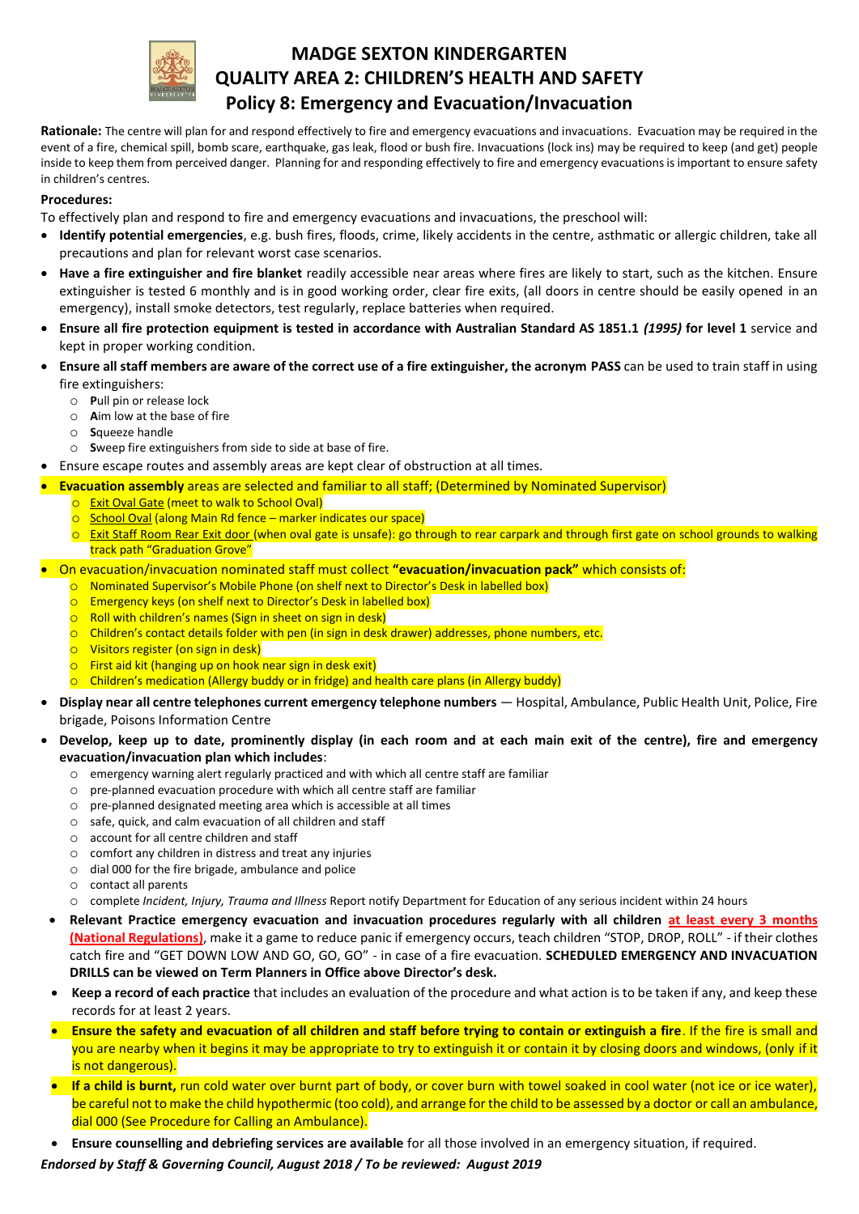# MADGE SEXTON KINDERGARTEN
## QUALITY AREA 2: CHILDREN'S HEALTH AND SAFETY
## Policy 8: Emergency and Evacuation/Invacuation

**Rationale:** The centre will plan for and respond effectively to fire and emergency evacuations and invacuations. Evacuation may be required in the event of a fire, chemical spill, bomb scare, earthquake, gas leak, flood or bush fire. Invacuations (lock ins) may be required to keep (and get) people inside to keep them from perceived danger. Planning for and responding effectively to fire and emergency evacuations is important to ensure safety in children's centres.

**Procedures:**

To effectively plan and respond to fire and emergency evacuations and invacuations, the preschool will:

- **Identify potential emergencies**, e.g. bush fires, floods, crime, likely accidents in the centre, asthmatic or allergic children, take all precautions and plan for relevant worst case scenarios.
- **Have a fire extinguisher and fire blanket** readily accessible near areas where fires are likely to start, such as the kitchen. Ensure extinguisher is tested 6 monthly and is in good working order, clear fire exits, (all doors in centre should be easily opened in an emergency), install smoke detectors, test regularly, replace batteries when required.
- **Ensure all fire protection equipment is tested in accordance with Australian Standard AS 1851.1 *(1995)* for level 1** service and kept in proper working condition.
- **Ensure all staff members are aware of the correct use of a fire extinguisher, the acronym PASS** can be used to train staff in using fire extinguishers:
  - **P**ull pin or release lock
  - **A**im low at the base of fire
  - **S**queeze handle
  - **S**weep fire extinguishers from side to side at base of fire.
- Ensure escape routes and assembly areas are kept clear of obstruction at all times.
- **Evacuation assembly** areas are selected and familiar to all staff; (Determined by Nominated Supervisor)
  - Exit Oval Gate (meet to walk to School Oval)
  - School Oval (along Main Rd fence – marker indicates our space)
  - Exit Staff Room Rear Exit door (when oval gate is unsafe): go through to rear carpark and through first gate on school grounds to walking track path "Graduation Grove"
- On evacuation/invacuation nominated staff must collect **"evacuation/invacuation pack"** which consists of:
  - Nominated Supervisor's Mobile Phone (on shelf next to Director's Desk in labelled box)
  - Emergency keys (on shelf next to Director's Desk in labelled box)
  - Roll with children's names (Sign in sheet on sign in desk)
  - Children's contact details folder with pen (in sign in desk drawer) addresses, phone numbers, etc.
  - Visitors register (on sign in desk)
  - First aid kit (hanging up on hook near sign in desk exit)
  - Children's medication (Allergy buddy or in fridge) and health care plans (in Allergy buddy)
- **Display near all centre telephones current emergency telephone numbers** — Hospital, Ambulance, Public Health Unit, Police, Fire brigade, Poisons Information Centre
- **Develop, keep up to date, prominently display (in each room and at each main exit of the centre), fire and emergency evacuation/invacuation plan which includes**:
  - emergency warning alert regularly practiced and with which all centre staff are familiar
  - pre-planned evacuation procedure with which all centre staff are familiar
  - pre-planned designated meeting area which is accessible at all times
  - safe, quick, and calm evacuation of all children and staff
  - account for all centre children and staff
  - comfort any children in distress and treat any injuries
  - dial 000 for the fire brigade, ambulance and police
  - contact all parents
  - complete *Incident, Injury, Trauma and Illness* Report notify Department for Education of any serious incident within 24 hours
- **Relevant Practice emergency evacuation and invacuation procedures regularly with all children at least every 3 months (National Regulations)**, make it a game to reduce panic if emergency occurs, teach children "STOP, DROP, ROLL" - if their clothes catch fire and "GET DOWN LOW AND GO, GO, GO" - in case of a fire evacuation. **SCHEDULED EMERGENCY AND INVACUATION DRILLS can be viewed on Term Planners in Office above Director's desk.**
- **Keep a record of each practice** that includes an evaluation of the procedure and what action is to be taken if any, and keep these records for at least 2 years.
- **Ensure the safety and evacuation of all children and staff before trying to contain or extinguish a fire**. If the fire is small and you are nearby when it begins it may be appropriate to try to extinguish it or contain it by closing doors and windows, (only if it is not dangerous).
- **If a child is burnt,** run cold water over burnt part of body, or cover burn with towel soaked in cool water (not ice or ice water), be careful not to make the child hypothermic (too cold), and arrange for the child to be assessed by a doctor or call an ambulance, dial 000 (See Procedure for Calling an Ambulance).
- **Ensure counselling and debriefing services are available** for all those involved in an emergency situation, if required.

***Endorsed by Staff & Governing Council, August 2018 / To be reviewed: August 2019***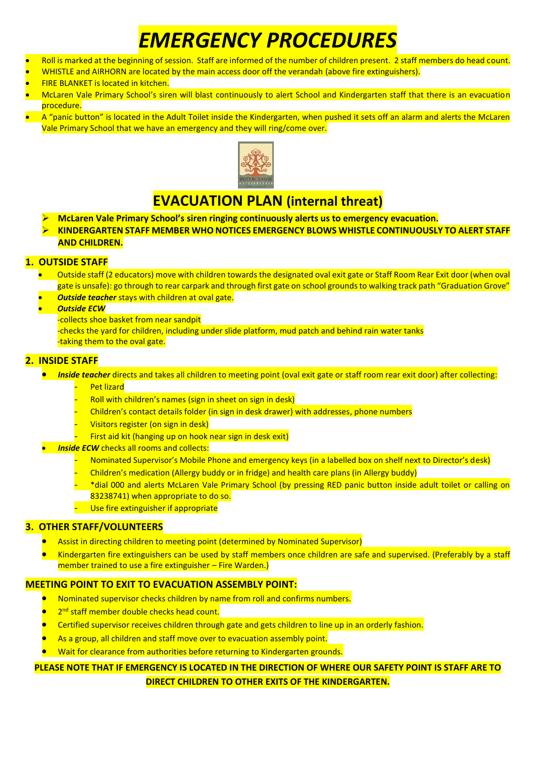# EMERGENCY PROCEDURES

- Roll is marked at the beginning of session. Staff are informed of the number of children present. 2 staff members do head count.
- WHISTLE and AIRHORN are located by the main access door off the verandah (above fire extinguishers).
- FIRE BLANKET is located in kitchen.
- McLaren Vale Primary School's siren will blast continuously to alert School and Kindergarten staff that there is an evacuation procedure.
- A "panic button" is located in the Adult Toilet inside the Kindergarten, when pushed it sets off an alarm and alerts the McLaren Vale Primary School that we have an emergency and they will ring/come over.

## EVACUATION PLAN (internal threat)

- **McLaren Vale Primary School's siren ringing continuously alerts us to emergency evacuation.**
- **KINDERGARTEN STAFF MEMBER WHO NOTICES EMERGENCY BLOWS WHISTLE CONTINUOUSLY TO ALERT STAFF AND CHILDREN.**

### 1. OUTSIDE STAFF

- Outside staff (2 educators) move with children towards the designated oval exit gate or Staff Room Rear Exit door (when oval gate is unsafe): go through to rear carpark and through first gate on school grounds to walking track path "Graduation Grove"
- ***Outside teacher*** stays with children at oval gate.
- ***Outside ECW***
  - -collects shoe basket from near sandpit
  - -checks the yard for children, including under slide platform, mud patch and behind rain water tanks
  - -taking them to the oval gate.

### 2. INSIDE STAFF

- ***Inside teacher*** directs and takes all children to meeting point (oval exit gate or staff room rear exit door) after collecting:
  - Pet lizard
  - Roll with children's names (sign in sheet on sign in desk)
  - Children's contact details folder (in sign in desk drawer) with addresses, phone numbers
  - Visitors register (on sign in desk)
  - First aid kit (hanging up on hook near sign in desk exit)
- ***Inside ECW*** checks all rooms and collects:
  - Nominated Supervisor's Mobile Phone and emergency keys (in a labelled box on shelf next to Director's desk)
  - Children's medication (Allergy buddy or in fridge) and health care plans (in Allergy buddy)
  - *dial 000 and alerts McLaren Vale Primary School (by pressing RED panic button inside adult toilet or calling on 83238741) when appropriate to do so.
  - Use fire extinguisher if appropriate

### 3. OTHER STAFF/VOLUNTEERS

- Assist in directing children to meeting point (determined by Nominated Supervisor)
- Kindergarten fire extinguishers can be used by staff members once children are safe and supervised. (Preferably by a staff member trained to use a fire extinguisher – Fire Warden.)

### MEETING POINT TO EXIT TO EVACUATION ASSEMBLY POINT:

- Nominated supervisor checks children by name from roll and confirms numbers.
- 2nd staff member double checks head count.
- Certified supervisor receives children through gate and gets children to line up in an orderly fashion.
- As a group, all children and staff move over to evacuation assembly point.
- Wait for clearance from authorities before returning to Kindergarten grounds.

**PLEASE NOTE THAT IF EMERGENCY IS LOCATED IN THE DIRECTION OF WHERE OUR SAFETY POINT IS STAFF ARE TO DIRECT CHILDREN TO OTHER EXITS OF THE KINDERGARTEN.**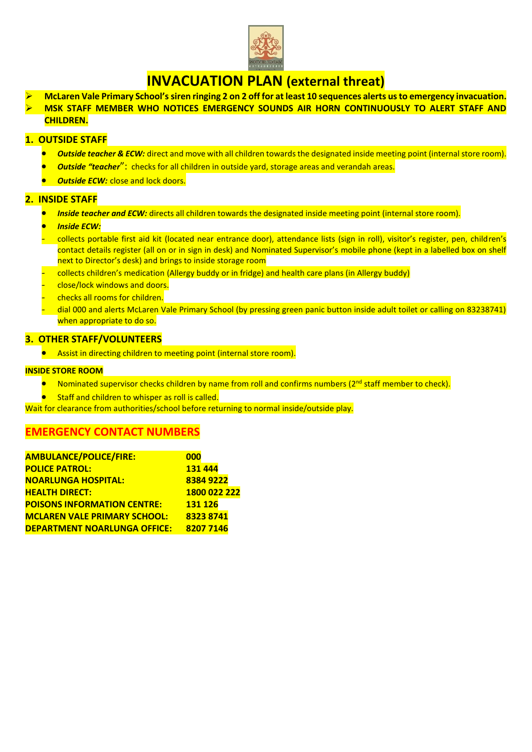# INVACUATION PLAN (external threat)

- **McLaren Vale Primary School's siren ringing 2 on 2 off for at least 10 sequences alerts us to emergency invacuation.**
- **MSK STAFF MEMBER WHO NOTICES EMERGENCY SOUNDS AIR HORN CONTINUOUSLY TO ALERT STAFF AND CHILDREN.**

## 1. OUTSIDE STAFF

- ***Outside teacher & ECW:*** direct and move with all children towards the designated inside meeting point (internal store room).
- ***Outside "teacher":*** checks for all children in outside yard, storage areas and verandah areas.
- ***Outside ECW:*** close and lock doors.

## 2. INSIDE STAFF

- ***Inside teacher and ECW:*** directs all children towards the designated inside meeting point (internal store room).
- ***Inside ECW:***
  - collects portable first aid kit (located near entrance door), attendance lists (sign in roll), visitor's register, pen, children's contact details register (all on or in sign in desk) and Nominated Supervisor's mobile phone (kept in a labelled box on shelf next to Director's desk) and brings to inside storage room
  - collects children's medication (Allergy buddy or in fridge) and health care plans (in Allergy buddy)
  - close/lock windows and doors.
  - checks all rooms for children.
  - dial 000 and alerts McLaren Vale Primary School (by pressing green panic button inside adult toilet or calling on 83238741) when appropriate to do so.

## 3. OTHER STAFF/VOLUNTEERS

- Assist in directing children to meeting point (internal store room).

**INSIDE STORE ROOM**

- Nominated supervisor checks children by name from roll and confirms numbers (2nd staff member to check).
- Staff and children to whisper as roll is called.

Wait for clearance from authorities/school before returning to normal inside/outside play.

## EMERGENCY CONTACT NUMBERS

| | |
|---|---|
| **AMBULANCE/POLICE/FIRE:** | **000** |
| **POLICE PATROL:** | **131 444** |
| **NOARLUNGA HOSPITAL:** | **8384 9222** |
| **HEALTH DIRECT:** | **1800 022 222** |
| **POISONS INFORMATION CENTRE:** | **131 126** |
| **MCLAREN VALE PRIMARY SCHOOL:** | **8323 8741** |
| **DEPARTMENT NOARLUNGA OFFICE:** | **8207 7146** |